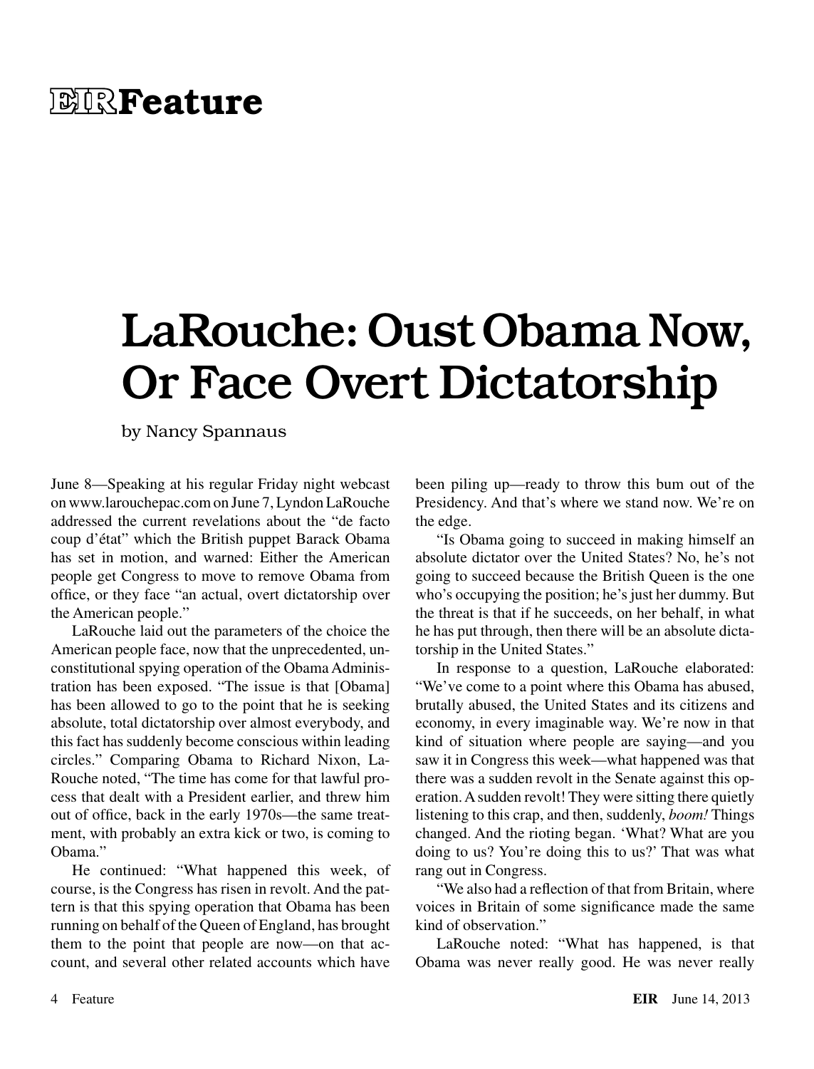# EIR Feature

# LaRouche: Oust Obama Now, Or Face Overt Dictatorship

by Nancy Spannaus

June 8—Speaking at his regular Friday night webcast on www.larouchepac.com on June 7, Lyndon LaRouche addressed the current revelations about the "de facto coup d'état" which the British puppet Barack Obama has set in motion, and warned: Either the American people get Congress to move to remove Obama from office, or they face "an actual, overt dictatorship over the American people."

LaRouche laid out the parameters of the choice the American people face, now that the unprecedented, unconstitutional spying operation of the Obama Administration has been exposed. "The issue is that [Obama] has been allowed to go to the point that he is seeking absolute, total dictatorship over almost everybody, and this fact has suddenly become conscious within leading circles." Comparing Obama to Richard Nixon, LaRouche noted, "The time has come for that lawful process that dealt with a President earlier, and threw him out of office, back in the early 1970s—the same treatment, with probably an extra kick or two, is coming to Obama."

He continued: "What happened this week, of course, is the Congress has risen in revolt. And the pattern is that this spying operation that Obama has been running on behalf of the Queen of England, has brought them to the point that people are now—on that account, and several other related accounts which have been piling up—ready to throw this bum out of the Presidency. And that's where we stand now. We're on the edge.

"Is Obama going to succeed in making himself an absolute dictator over the United States? No, he's not going to succeed because the British Queen is the one who's occupying the position; he's just her dummy. But the threat is that if he succeeds, on her behalf, in what he has put through, then there will be an absolute dictatorship in the United States."

In response to a question, LaRouche elaborated: "We've come to a point where this Obama has abused, brutally abused, the United States and its citizens and economy, in every imaginable way. We're now in that kind of situation where people are saying—and you saw it in Congress this week—what happened was that there was a sudden revolt in the Senate against this operation. A sudden revolt! They were sitting there quietly listening to this crap, and then, suddenly, *boom!* Things changed. And the rioting began. 'What? What are you doing to us? You're doing this to us?' That was what rang out in Congress.

"We also had a reflection of that from Britain, where voices in Britain of some significance made the same kind of observation."

LaRouche noted: "What has happened, is that Obama was never really good. He was never really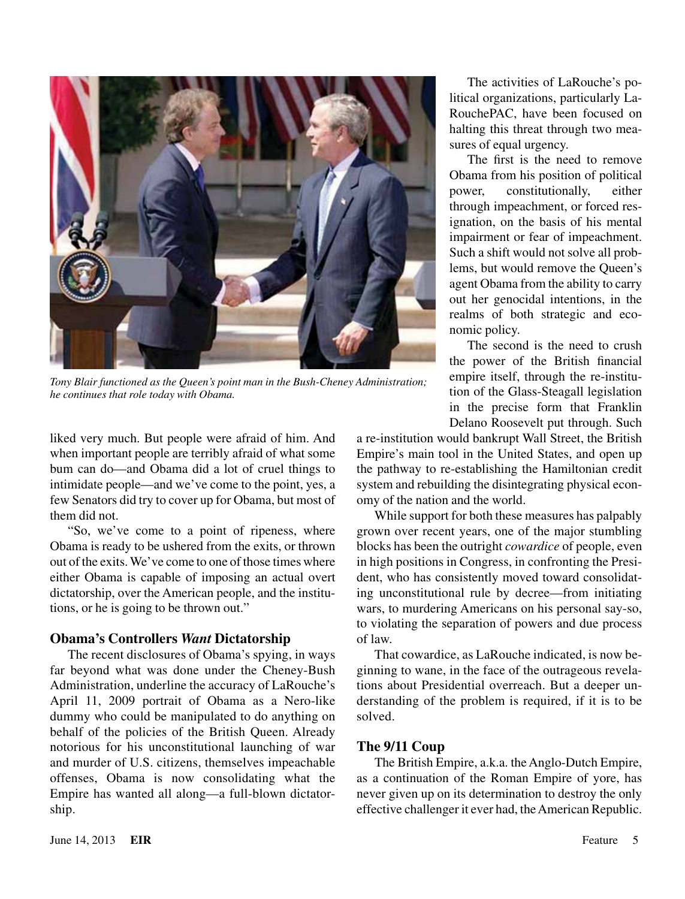Tony Blair functioned as the Queen's point man in the Bush-Cheney Administration; he continues that role today with Obama.

liked very much. But people were afraid of him. And when important people are terribly afraid of what some bum can do—and Obama did a lot of cruel things to intimidate people—and we've come to the point, yes, a few Senators did try to cover up for Obama, but most of them did not.

"So, we've come to a point of ripeness, where Obama is ready to be ushered from the exits, or thrown out of the exits. We've come to one of those times where either Obama is capable of imposing an actual overt dictatorship, over the American people, and the institutions, or he is going to be thrown out."

## Obama's Controllers *Want* Dictatorship

The recent disclosures of Obama's spying, in ways far beyond what was done under the Cheney-Bush Administration, underline the accuracy of LaRouche's April 11, 2009 portrait of Obama as a Nero-like dummy who could be manipulated to do anything on behalf of the policies of the British Queen. Already notorious for his unconstitutional launching of war and murder of U.S. citizens, themselves impeachable offenses, Obama is now consolidating what the Empire has wanted all along—a full-blown dictatorship.

The activities of LaRouche's political organizations, particularly LaRouchePAC, have been focused on halting this threat through two measures of equal urgency.

The first is the need to remove Obama from his position of political power, constitutionally, either through impeachment, or forced resignation, on the basis of his mental impairment or fear of impeachment. Such a shift would not solve all problems, but would remove the Queen's agent Obama from the ability to carry out her genocidal intentions, in the realms of both strategic and economic policy.

The second is the need to crush the power of the British financial empire itself, through the re-institution of the Glass-Steagall legislation in the precise form that Franklin Delano Roosevelt put through. Such a re-institution would bankrupt Wall Street, the British Empire's main tool in the United States, and open up the pathway to re-establishing the Hamiltonian credit system and rebuilding the disintegrating physical economy of the nation and the world.

While support for both these measures has palpably grown over recent years, one of the major stumbling blocks has been the outright *cowardice* of people, even in high positions in Congress, in confronting the President, who has consistently moved toward consolidating unconstitutional rule by decree—from initiating wars, to murdering Americans on his personal say-so, to violating the separation of powers and due process of law.

That cowardice, as LaRouche indicated, is now beginning to wane, in the face of the outrageous revelations about Presidential overreach. But a deeper understanding of the problem is required, if it is to be solved.

## The 9/11 Coup

The British Empire, a.k.a. the Anglo-Dutch Empire, as a continuation of the Roman Empire of yore, has never given up on its determination to destroy the only effective challenger it ever had, the American Republic.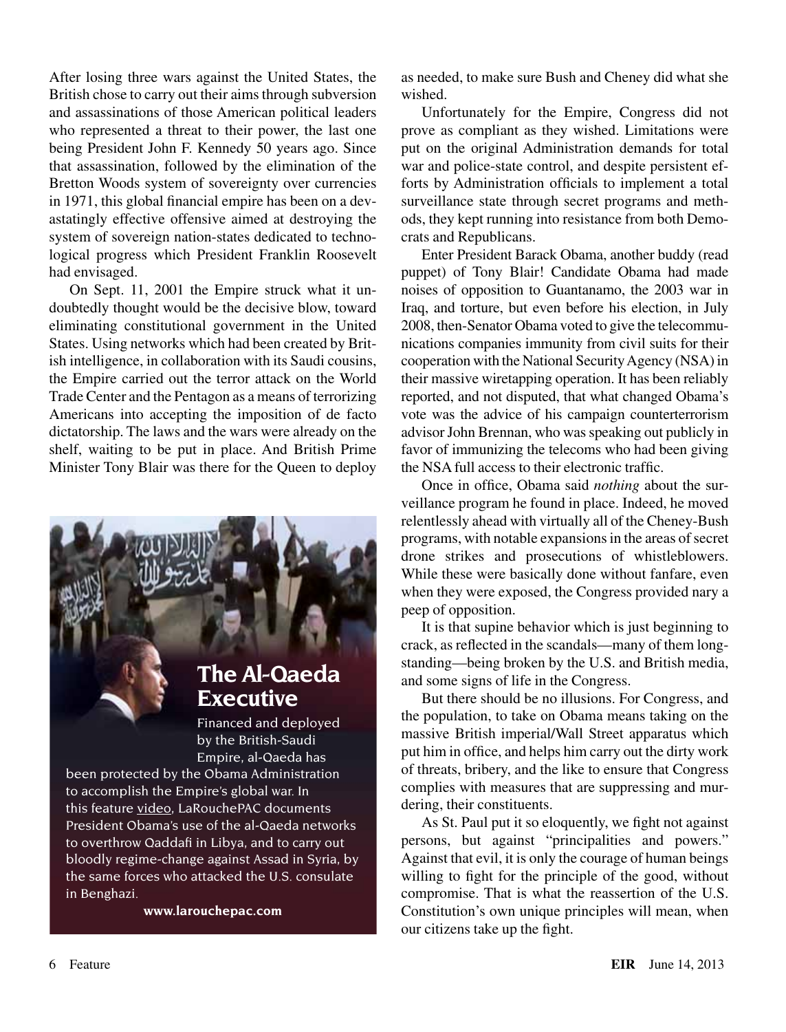After losing three wars against the United States, the British chose to carry out their aims through subversion and assassinations of those American political leaders who represented a threat to their power, the last one being President John F. Kennedy 50 years ago. Since that assassination, followed by the elimination of the Bretton Woods system of sovereignty over currencies in 1971, this global financial empire has been on a devastatingly effective offensive aimed at destroying the system of sovereign nation-states dedicated to technological progress which President Franklin Roosevelt had envisaged.

On Sept. 11, 2001 the Empire struck what it undoubtedly thought would be the decisive blow, toward eliminating constitutional government in the United States. Using networks which had been created by British intelligence, in collaboration with its Saudi cousins, the Empire carried out the terror attack on the World Trade Center and the Pentagon as a means of terrorizing Americans into accepting the imposition of de facto dictatorship. The laws and the wars were already on the shelf, waiting to be put in place. And British Prime Minister Tony Blair was there for the Queen to deploy as needed, to make sure Bush and Cheney did what she wished.

Unfortunately for the Empire, Congress did not prove as compliant as they wished. Limitations were put on the original Administration demands for total war and police-state control, and despite persistent efforts by Administration officials to implement a total surveillance state through secret programs and methods, they kept running into resistance from both Democrats and Republicans.

Enter President Barack Obama, another buddy (read puppet) of Tony Blair! Candidate Obama had made noises of opposition to Guantanamo, the 2003 war in Iraq, and torture, but even before his election, in July 2008, then-Senator Obama voted to give the telecommunications companies immunity from civil suits for their cooperation with the National Security Agency (NSA) in their massive wiretapping operation. It has been reliably reported, and not disputed, that what changed Obama's vote was the advice of his campaign counterterrorism advisor John Brennan, who was speaking out publicly in favor of immunizing the telecoms who had been giving the NSA full access to their electronic traffic.

Once in office, Obama said *nothing* about the surveillance program he found in place. Indeed, he moved relentlessly ahead with virtually all of the Cheney-Bush programs, with notable expansions in the areas of secret drone strikes and prosecutions of whistleblowers. While these were basically done without fanfare, even when they were exposed, the Congress provided nary a peep of opposition.

It is that supine behavior which is just beginning to crack, as reflected in the scandals—many of them long-standing—being broken by the U.S. and British media, and some signs of life in the Congress.

But there should be no illusions. For Congress, and the population, to take on Obama means taking on the massive British imperial/Wall Street apparatus which put him in office, and helps him carry out the dirty work of threats, bribery, and the like to ensure that Congress complies with measures that are suppressing and murdering, their constituents.

As St. Paul put it so eloquently, we fight not against persons, but against "principalities and powers." Against that evil, it is only the courage of human beings willing to fight for the principle of the good, without compromise. That is what the reassertion of the U.S. Constitution's own unique principles will mean, when our citizens take up the fight.

**The Al-Qaeda Executive**

Financed and deployed by the British-Saudi Empire, al-Qaeda has been protected by the Obama Administration to accomplish the Empire's global war. In this feature video, LaRouchePAC documents President Obama's use of the al-Qaeda networks to overthrow Qaddafi in Libya, and to carry out bloody regime-change against Assad in Syria, by the same forces who attacked the U.S. consulate in Benghazi.

**www.larouchepac.com**